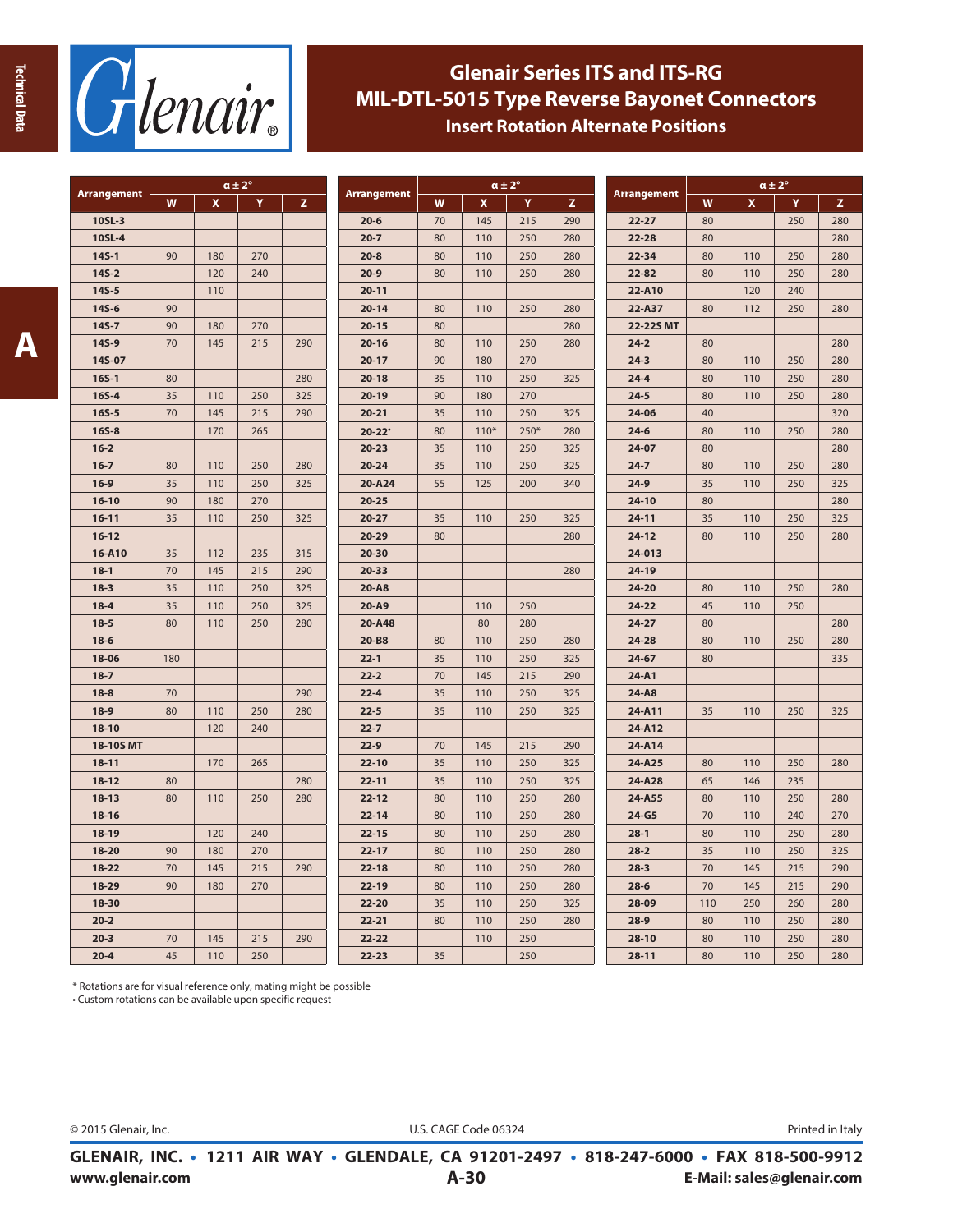# Glenair Series ITS and ITS-RG MIL-DTL-5015 Type Reverse Bayonet Connectors

## Insert Rotation Alternate Positions

| Arrangement | α ± 2° | | | |
|---|---|---|---|---|
| | W | X | Y | Z |
| 10SL-3 | | | | |
| 10SL-4 | | | | |
| 14S-1 | 90 | 180 | 270 | |
| 14S-2 | | 120 | 240 | |
| 14S-5 | | 110 | | |
| 14S-6 | 90 | | | |
| 14S-7 | 90 | 180 | 270 | |
| 14S-9 | 70 | 145 | 215 | 290 |
| 14S-07 | | | | |
| 16S-1 | 80 | | | 280 |
| 16S-4 | 35 | 110 | 250 | 325 |
| 16S-5 | 70 | 145 | 215 | 290 |
| 16S-8 | | 170 | 265 | |
| 16-2 | | | | |
| 16-7 | 80 | 110 | 250 | 280 |
| 16-9 | 35 | 110 | 250 | 325 |
| 16-10 | 90 | 180 | 270 | |
| 16-11 | 35 | 110 | 250 | 325 |
| 16-12 | | | | |
| 16-A10 | 35 | 112 | 235 | 315 |
| 18-1 | 70 | 145 | 215 | 290 |
| 18-3 | 35 | 110 | 250 | 325 |
| 18-4 | 35 | 110 | 250 | 325 |
| 18-5 | 80 | 110 | 250 | 280 |
| 18-6 | | | | |
| 18-06 | 180 | | | |
| 18-7 | | | | |
| 18-8 | 70 | | | 290 |
| 18-9 | 80 | 110 | 250 | 280 |
| 18-10 | | 120 | 240 | |
| 18-10S MT | | | | |
| 18-11 | | 170 | 265 | |
| 18-12 | 80 | | | 280 |
| 18-13 | 80 | 110 | 250 | 280 |
| 18-16 | | | | |
| 18-19 | | 120 | 240 | |
| 18-20 | 90 | 180 | 270 | |
| 18-22 | 70 | 145 | 215 | 290 |
| 18-29 | 90 | 180 | 270 | |
| 18-30 | | | | |
| 20-2 | | | | |
| 20-3 | 70 | 145 | 215 | 290 |
| 20-4 | 45 | 110 | 250 | |
| 20-6 | 70 | 145 | 215 | 290 |
| 20-7 | 80 | 110 | 250 | 280 |
| 20-8 | 80 | 110 | 250 | 280 |
| 20-9 | 80 | 110 | 250 | 280 |
| 20-11 | | | | |
| 20-14 | 80 | 110 | 250 | 280 |
| 20-15 | 80 | | | 280 |
| 20-16 | 80 | 110 | 250 | 280 |
| 20-17 | 90 | 180 | 270 | |
| 20-18 | 35 | 110 | 250 | 325 |
| 20-19 | 90 | 180 | 270 | |
| 20-21 | 35 | 110 | 250 | 325 |
| 20-22* | 80 | 110* | 250* | 280 |
| 20-23 | 35 | 110 | 250 | 325 |
| 20-24 | 35 | 110 | 250 | 325 |
| 20-A24 | 55 | 125 | 200 | 340 |
| 20-25 | | | | |
| 20-27 | 35 | 110 | 250 | 325 |
| 20-29 | 80 | | | 280 |
| 20-30 | | | | |
| 20-33 | | | | 280 |
| 20-A8 | | | | |
| 20-A9 | | 110 | 250 | |
| 20-A48 | | 80 | 280 | |
| 20-B8 | 80 | 110 | 250 | 280 |
| 22-1 | 35 | 110 | 250 | 325 |
| 22-2 | 70 | 145 | 215 | 290 |
| 22-4 | 35 | 110 | 250 | 325 |
| 22-5 | 35 | 110 | 250 | 325 |
| 22-7 | | | | |
| 22-9 | 70 | 145 | 215 | 290 |
| 22-10 | 35 | 110 | 250 | 325 |
| 22-11 | 35 | 110 | 250 | 325 |
| 22-12 | 80 | 110 | 250 | 280 |
| 22-14 | 80 | 110 | 250 | 280 |
| 22-15 | 80 | 110 | 250 | 280 |
| 22-17 | 80 | 110 | 250 | 280 |
| 22-18 | 80 | 110 | 250 | 280 |
| 22-19 | 80 | 110 | 250 | 280 |
| 22-20 | 35 | 110 | 250 | 325 |
| 22-21 | 80 | 110 | 250 | 280 |
| 22-22 | | 110 | 250 | |
| 22-23 | 35 | | 250 | |
| 22-27 | 80 | | 250 | 280 |
| 22-28 | 80 | | | 280 |
| 22-34 | 80 | 110 | 250 | 280 |
| 22-82 | 80 | 110 | 250 | 280 |
| 22-A10 | | 120 | 240 | |
| 22-A37 | 80 | 112 | 250 | 280 |
| 22-22S MT | | | | |
| 24-2 | 80 | | | 280 |
| 24-3 | 80 | 110 | 250 | 280 |
| 24-4 | 80 | 110 | 250 | 280 |
| 24-5 | 80 | 110 | 250 | 280 |
| 24-06 | 40 | | | 320 |
| 24-6 | 80 | 110 | 250 | 280 |
| 24-07 | 80 | | | 280 |
| 24-7 | 80 | 110 | 250 | 280 |
| 24-9 | 35 | 110 | 250 | 325 |
| 24-10 | 80 | | | 280 |
| 24-11 | 35 | 110 | 250 | 325 |
| 24-12 | 80 | 110 | 250 | 280 |
| 24-013 | | | | |
| 24-19 | | | | |
| 24-20 | 80 | 110 | 250 | 280 |
| 24-22 | 45 | 110 | 250 | |
| 24-27 | 80 | | | 280 |
| 24-28 | 80 | 110 | 250 | 280 |
| 24-67 | 80 | | | 335 |
| 24-A1 | | | | |
| 24-A8 | | | | |
| 24-A11 | 35 | 110 | 250 | 325 |
| 24-A12 | | | | |
| 24-A14 | | | | |
| 24-A25 | 80 | 110 | 250 | 280 |
| 24-A28 | 65 | 146 | 235 | |
| 24-A55 | 80 | 110 | 250 | 280 |
| 24-G5 | 70 | 110 | 240 | 270 |
| 28-1 | 80 | 110 | 250 | 280 |
| 28-2 | 35 | 110 | 250 | 325 |
| 28-3 | 70 | 145 | 215 | 290 |
| 28-6 | 70 | 145 | 215 | 290 |
| 28-09 | 110 | 250 | 260 | 280 |
| 28-9 | 80 | 110 | 250 | 280 |
| 28-10 | 80 | 110 | 250 | 280 |
| 28-11 | 80 | 110 | 250 | 280 |

* Rotations are for visual reference only, mating might be possible
• Custom rotations can be available upon specific request

© 2015 Glenair, Inc. U.S. CAGE Code 06324 Printed in Italy

GLENAIR, INC. • 1211 AIR WAY • GLENDALE, CA 91201-2497 • 818-247-6000 • FAX 818-500-9912
www.glenair.com E-Mail: sales@glenair.com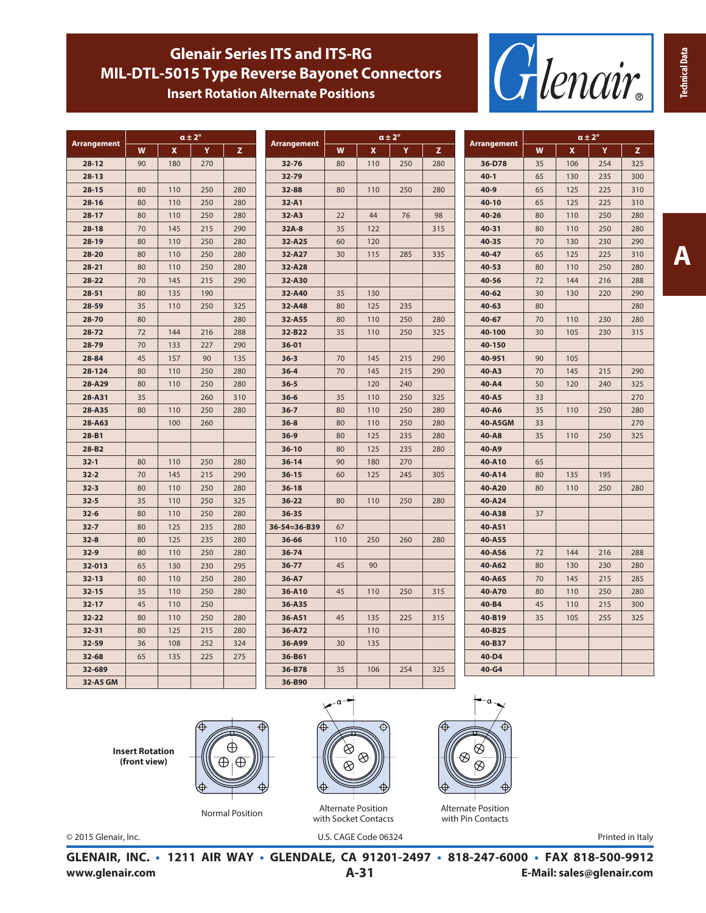# Glenair Series ITS and ITS-RG MIL-DTL-5015 Type Reverse Bayonet Connectors

## Insert Rotation Alternate Positions

| Arrangement | α ± 2° | | | |
|---|---|---|---|---|
| | W | X | Y | Z |
| 28-12 | 90 | 180 | 270 | |
| 28-13 | | | | |
| 28-15 | 80 | 110 | 250 | 280 |
| 28-16 | 80 | 110 | 250 | 280 |
| 28-17 | 80 | 110 | 250 | 280 |
| 28-18 | 70 | 145 | 215 | 290 |
| 28-19 | 80 | 110 | 250 | 280 |
| 28-20 | 80 | 110 | 250 | 280 |
| 28-21 | 80 | 110 | 250 | 280 |
| 28-22 | 70 | 145 | 215 | 290 |
| 28-51 | 80 | 135 | 190 | |
| 28-59 | 35 | 110 | 250 | 325 |
| 28-70 | 80 | | | 280 |
| 28-72 | 72 | 144 | 216 | 288 |
| 28-79 | 70 | 133 | 227 | 290 |
| 28-84 | 45 | 157 | 90 | 135 |
| 28-124 | 80 | 110 | 250 | 280 |
| 28-A29 | 80 | 110 | 250 | 280 |
| 28-A31 | 35 | | 260 | 310 |
| 28-A35 | 80 | 110 | 250 | 280 |
| 28-A63 | | 100 | 260 | |
| 28-B1 | | | | |
| 28-B2 | | | | |
| 32-1 | 80 | 110 | 250 | 280 |
| 32-2 | 70 | 145 | 215 | 290 |
| 32-3 | 80 | 110 | 250 | 280 |
| 32-5 | 35 | 110 | 250 | 325 |
| 32-6 | 80 | 110 | 250 | 280 |
| 32-7 | 80 | 125 | 235 | 280 |
| 32-8 | 80 | 125 | 235 | 280 |
| 32-9 | 80 | 110 | 250 | 280 |
| 32-013 | 65 | 130 | 230 | 295 |
| 32-13 | 80 | 110 | 250 | 280 |
| 32-15 | 35 | 110 | 250 | 280 |
| 32-17 | 45 | 110 | 250 | |
| 32-22 | 80 | 110 | 250 | 280 |
| 32-31 | 80 | 125 | 215 | 280 |
| 32-59 | 36 | 108 | 252 | 324 |
| 32-68 | 65 | 135 | 225 | 275 |
| 32-689 | | | | |
| 32-A5 GM | | | | |
| 32-76 | 80 | 110 | 250 | 280 |
| 32-79 | | | | |
| 32-88 | 80 | 110 | 250 | 280 |
| 32-A1 | | | | |
| 32-A3 | 22 | 44 | 76 | 98 |
| 32A-8 | 35 | 122 | | 315 |
| 32-A25 | 60 | 120 | | |
| 32-A27 | 30 | 115 | 285 | 335 |
| 32-A28 | | | | |
| 32-A30 | | | | |
| 32-A40 | 35 | 130 | | |
| 32-A48 | 80 | 125 | 235 | |
| 32-A55 | 80 | 110 | 250 | 280 |
| 32-B22 | 35 | 110 | 250 | 325 |
| 36-01 | | | | |
| 36-3 | 70 | 145 | 215 | 290 |
| 36-4 | 70 | 145 | 215 | 290 |
| 36-5 | | 120 | 240 | |
| 36-6 | 35 | 110 | 250 | 325 |
| 36-7 | 80 | 110 | 250 | 280 |
| 36-8 | 80 | 110 | 250 | 280 |
| 36-9 | 80 | 125 | 235 | 280 |
| 36-10 | 80 | 125 | 235 | 280 |
| 36-14 | 90 | 180 | 270 | |
| 36-15 | 60 | 125 | 245 | 305 |
| 36-18 | | | | |
| 36-22 | 80 | 110 | 250 | 280 |
| 36-35 | | | | |
| 36-54=36-B39 | 67 | | | |
| 36-66 | 110 | 250 | 260 | 280 |
| 36-74 | | | | |
| 36-77 | 45 | 90 | | |
| 36-A7 | | | | |
| 36-A10 | 45 | 110 | 250 | 315 |
| 36-A35 | | | | |
| 36-A51 | 45 | 135 | 225 | 315 |
| 36-A72 | | 110 | | |
| 36-A99 | 30 | 135 | | |
| 36-B61 | | | | |
| 36-B78 | 35 | 106 | 254 | 325 |
| 36-B90 | | | | |
| 36-D78 | 35 | 106 | 254 | 325 |
| 40-1 | 65 | 130 | 235 | 300 |
| 40-9 | 65 | 125 | 225 | 310 |
| 40-10 | 65 | 125 | 225 | 310 |
| 40-26 | 80 | 110 | 250 | 280 |
| 40-31 | 80 | 110 | 250 | 280 |
| 40-35 | 70 | 130 | 230 | 290 |
| 40-47 | 65 | 125 | 225 | 310 |
| 40-53 | 80 | 110 | 250 | 280 |
| 40-56 | 72 | 144 | 216 | 288 |
| 40-62 | 30 | 130 | 220 | 290 |
| 40-63 | 80 | | | 280 |
| 40-67 | 70 | 110 | 230 | 280 |
| 40-100 | 30 | 105 | 230 | 315 |
| 40-150 | | | | |
| 40-951 | 90 | 105 | | |
| 40-A3 | 70 | 145 | 215 | 290 |
| 40-A4 | 50 | 120 | 240 | 325 |
| 40-A5 | 33 | | | 270 |
| 40-A6 | 35 | 110 | 250 | 280 |
| 40-A5GM | 33 | | | 270 |
| 40-A8 | 35 | 110 | 250 | 325 |
| 40-A9 | | | | |
| 40-A10 | 65 | | | |
| 40-A14 | 80 | 135 | 195 | |
| 40-A20 | 80 | 110 | 250 | 280 |
| 40-A24 | | | | |
| 40-A38 | 37 | | | |
| 40-A51 | | | | |
| 40-A55 | | | | |
| 40-A56 | 72 | 144 | 216 | 288 |
| 40-A62 | 80 | 130 | 230 | 280 |
| 40-A65 | 70 | 145 | 215 | 285 |
| 40-A70 | 80 | 110 | 250 | 280 |
| 40-B4 | 45 | 110 | 215 | 300 |
| 40-B19 | 35 | 105 | 255 | 325 |
| 40-B25 | | | | |
| 40-B37 | | | | |
| 40-D4 | | | | |
| 40-G4 | | | | |

**Insert Rotation (front view)**

Normal Position

Alternate Position with Socket Contacts

Alternate Position with Pin Contacts

© 2015 Glenair, Inc. U.S. CAGE Code 06324 Printed in Italy